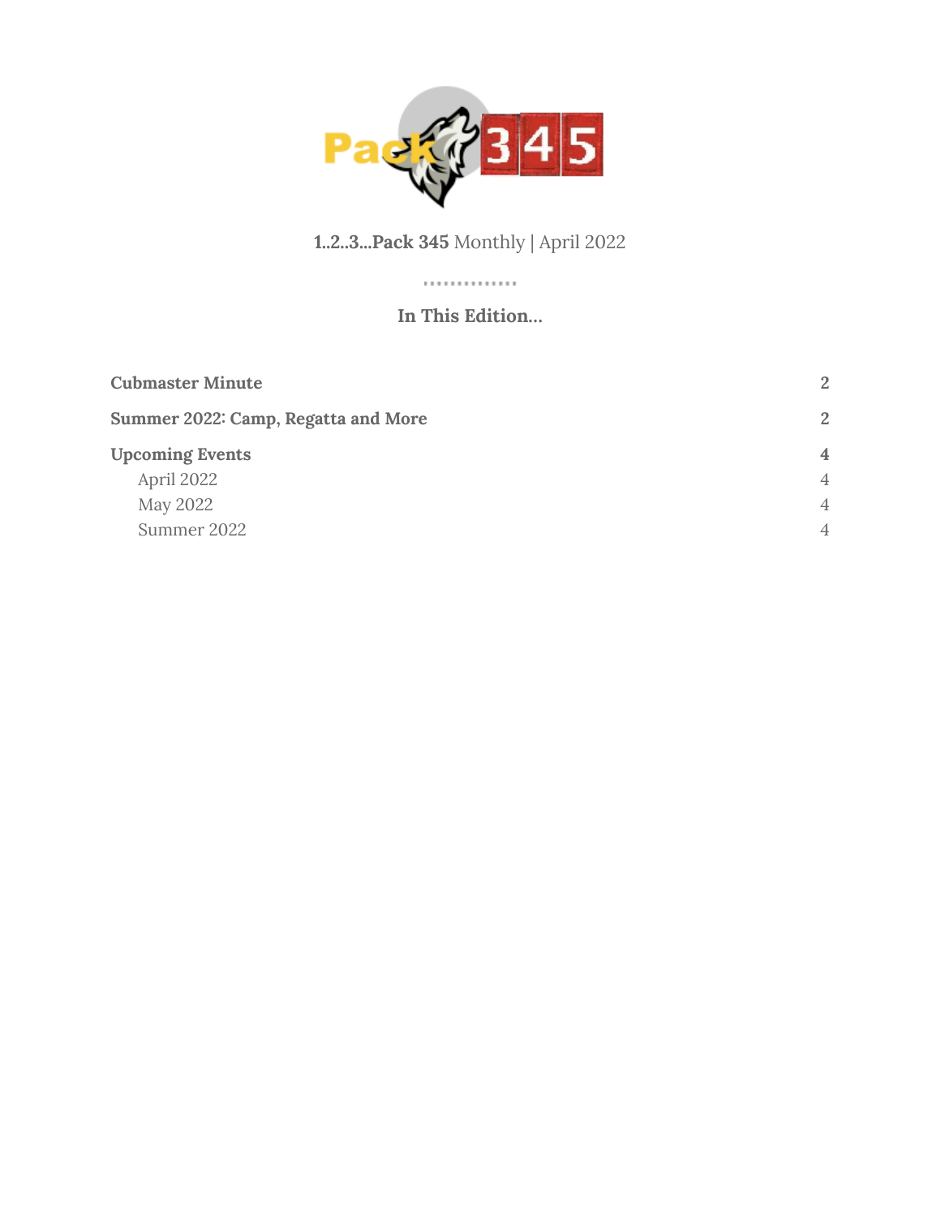**1..2..3...Pack 345** Monthly | April 2022

## In This Edition...

| | |
|---|---|
| **Cubmaster Minute** | 2 |
| **Summer 2022: Camp, Regatta and More** | 2 |
| **Upcoming Events** | 4 |
| April 2022 | 4 |
| May 2022 | 4 |
| Summer 2022 | 4 |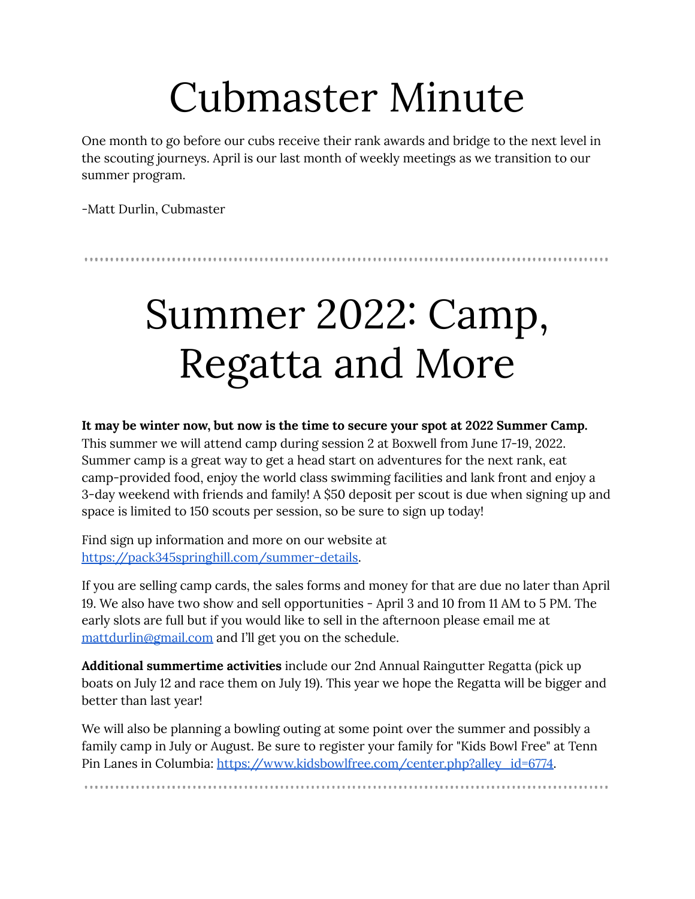# Cubmaster Minute

One month to go before our cubs receive their rank awards and bridge to the next level in the scouting journeys. April is our last month of weekly meetings as we transition to our summer program.

-Matt Durlin, Cubmaster

---

# Summer 2022: Camp, Regatta and More

**It may be winter now, but now is the time to secure your spot at 2022 Summer Camp.** This summer we will attend camp during session 2 at Boxwell from June 17-19, 2022. Summer camp is a great way to get a head start on adventures for the next rank, eat camp-provided food, enjoy the world class swimming facilities and lank front and enjoy a 3-day weekend with friends and family! A $50 deposit per scout is due when signing up and space is limited to 150 scouts per session, so be sure to sign up today!

Find sign up information and more on our website at [https://pack345springhill.com/summer-details](https://pack345springhill.com/summer-details).

If you are selling camp cards, the sales forms and money for that are due no later than April 19. We also have two show and sell opportunities - April 3 and 10 from 11 AM to 5 PM. The early slots are full but if you would like to sell in the afternoon please email me at [mattdurlin@gmail.com](mailto:mattdurlin@gmail.com) and I'll get you on the schedule.

**Additional summertime activities** include our 2nd Annual Raingutter Regatta (pick up boats on July 12 and race them on July 19). This year we hope the Regatta will be bigger and better than last year!

We will also be planning a bowling outing at some point over the summer and possibly a family camp in July or August. Be sure to register your family for "Kids Bowl Free" at Tenn Pin Lanes in Columbia: [https://www.kidsbowlfree.com/center.php?alley_id=6774](https://www.kidsbowlfree.com/center.php?alley_id=6774).

---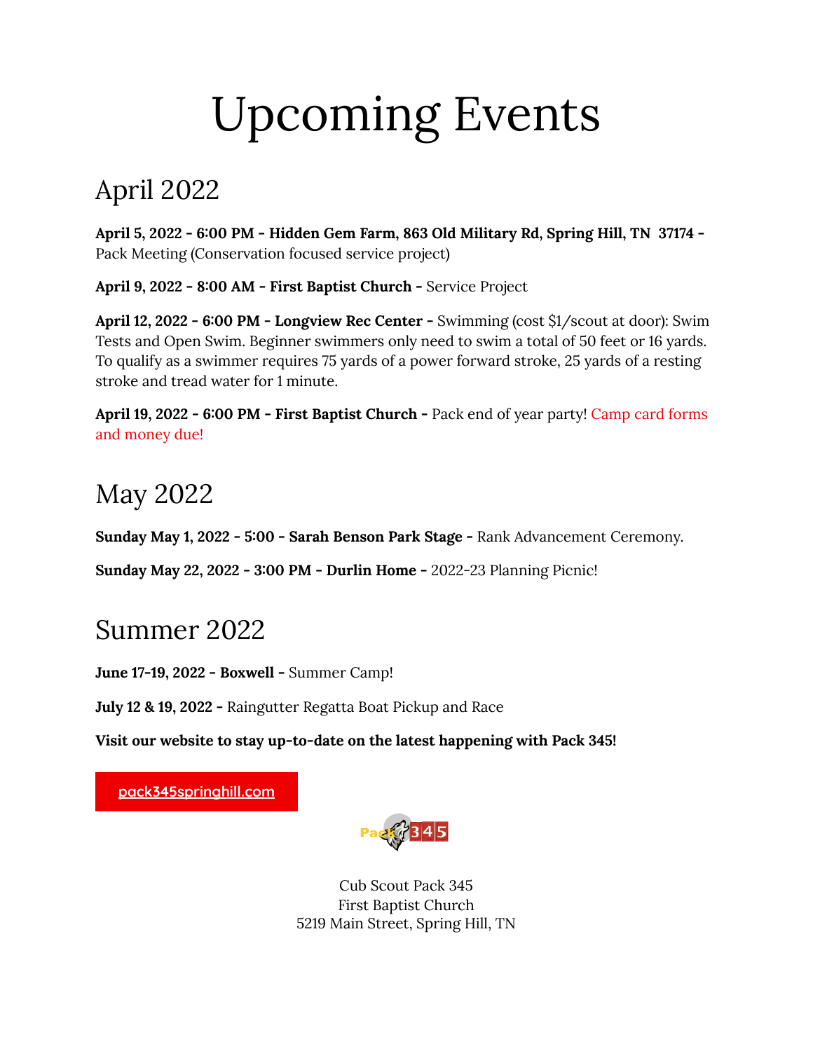# Upcoming Events

## April 2022

**April 5, 2022 - 6:00 PM - Hidden Gem Farm, 863 Old Military Rd, Spring Hill, TN 37174 -** Pack Meeting (Conservation focused service project)

**April 9, 2022 - 8:00 AM - First Baptist Church -** Service Project

**April 12, 2022 - 6:00 PM - Longview Rec Center -** Swimming (cost $1/scout at door): Swim Tests and Open Swim. Beginner swimmers only need to swim a total of 50 feet or 16 yards. To qualify as a swimmer requires 75 yards of a power forward stroke, 25 yards of a resting stroke and tread water for 1 minute.

**April 19, 2022 - 6:00 PM - First Baptist Church -** Pack end of year party! Camp card forms and money due!

## May 2022

**Sunday May 1, 2022 - 5:00 - Sarah Benson Park Stage -** Rank Advancement Ceremony.

**Sunday May 22, 2022 - 3:00 PM - Durlin Home -** 2022-23 Planning Picnic!

## Summer 2022

**June 17-19, 2022 - Boxwell -** Summer Camp!

**July 12 & 19, 2022 -** Raingutter Regatta Boat Pickup and Race

**Visit our website to stay up-to-date on the latest happening with Pack 345!**

pack345springhill.com

Cub Scout Pack 345
First Baptist Church
5219 Main Street, Spring Hill, TN